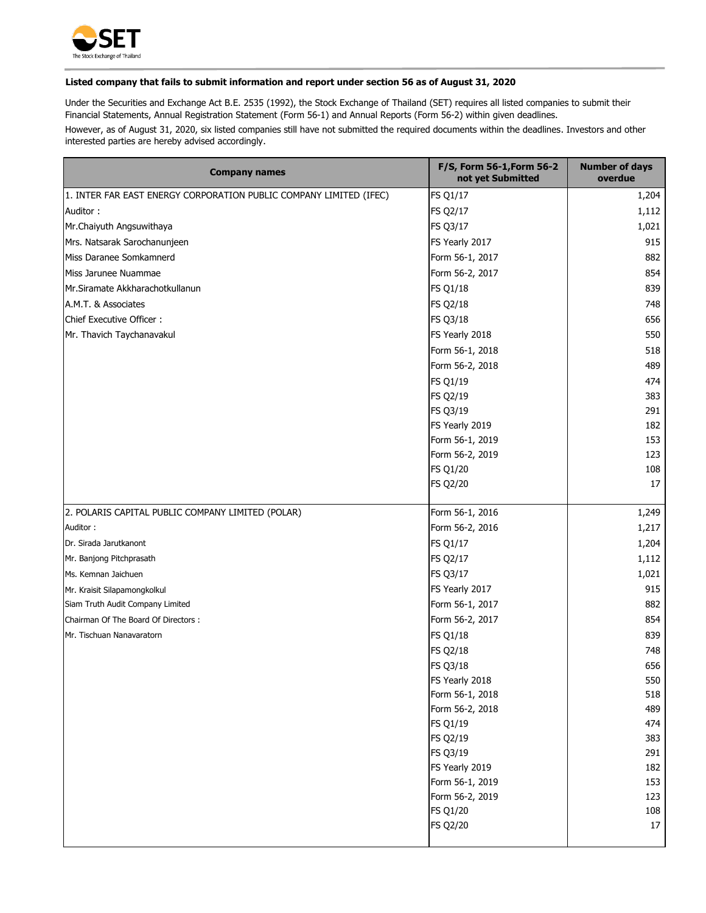**Listed company that fails to submit information and report under section 56 as of August 31, 2020**

Under the Securities and Exchange Act B.E. 2535 (1992), the Stock Exchange of Thailand (SET) requires all listed companies to submit their Financial Statements, Annual Registration Statement (Form 56-1) and Annual Reports (Form 56-2) within given deadlines.

However, as of August 31, 2020, six listed companies still have not submitted the required documents within the deadlines. Investors and other interested parties are hereby advised accordingly.

| Company names | F/S, Form 56-1,Form 56-2 not yet Submitted | Number of days overdue |
|---|---|---|
| 1. INTER FAR EAST ENERGY CORPORATION PUBLIC COMPANY LIMITED (IFEC) | FS Q1/17 | 1,204 |
| Auditor : | FS Q2/17 | 1,112 |
| Mr.Chaiyuth Angsuwithaya | FS Q3/17 | 1,021 |
| Mrs. Natsarak Sarochanunjeen | FS Yearly 2017 | 915 |
| Miss Daranee Somkamnerd | Form 56-1, 2017 | 882 |
| Miss Jarunee Nuammae | Form 56-2, 2017 | 854 |
| Mr.Siramate Akkharachotkullanun | FS Q1/18 | 839 |
| A.M.T. & Associates | FS Q2/18 | 748 |
| Chief Executive Officer : | FS Q3/18 | 656 |
| Mr. Thavich Taychanavakul | FS Yearly 2018 | 550 |
| | Form 56-1, 2018 | 518 |
| | Form 56-2, 2018 | 489 |
| | FS Q1/19 | 474 |
| | FS Q2/19 | 383 |
| | FS Q3/19 | 291 |
| | FS Yearly 2019 | 182 |
| | Form 56-1, 2019 | 153 |
| | Form 56-2, 2019 | 123 |
| | FS Q1/20 | 108 |
| | FS Q2/20 | 17 |
| 2. POLARIS CAPITAL PUBLIC COMPANY LIMITED (POLAR) | Form 56-1, 2016 | 1,249 |
| Auditor : | Form 56-2, 2016 | 1,217 |
| Dr. Sirada Jarutkanont | FS Q1/17 | 1,204 |
| Mr. Banjong Pitchprasath | FS Q2/17 | 1,112 |
| Ms. Kemnan Jaichuen | FS Q3/17 | 1,021 |
| Mr. Kraisit Silapamongkolkul | FS Yearly 2017 | 915 |
| Siam Truth Audit Company Limited | Form 56-1, 2017 | 882 |
| Chairman Of The Board Of Directors : | Form 56-2, 2017 | 854 |
| Mr. Tischuan Nanavaratorn | FS Q1/18 | 839 |
| | FS Q2/18 | 748 |
| | FS Q3/18 | 656 |
| | FS Yearly 2018 | 550 |
| | Form 56-1, 2018 | 518 |
| | Form 56-2, 2018 | 489 |
| | FS Q1/19 | 474 |
| | FS Q2/19 | 383 |
| | FS Q3/19 | 291 |
| | FS Yearly 2019 | 182 |
| | Form 56-1, 2019 | 153 |
| | Form 56-2, 2019 | 123 |
| | FS Q1/20 | 108 |
| | FS Q2/20 | 17 |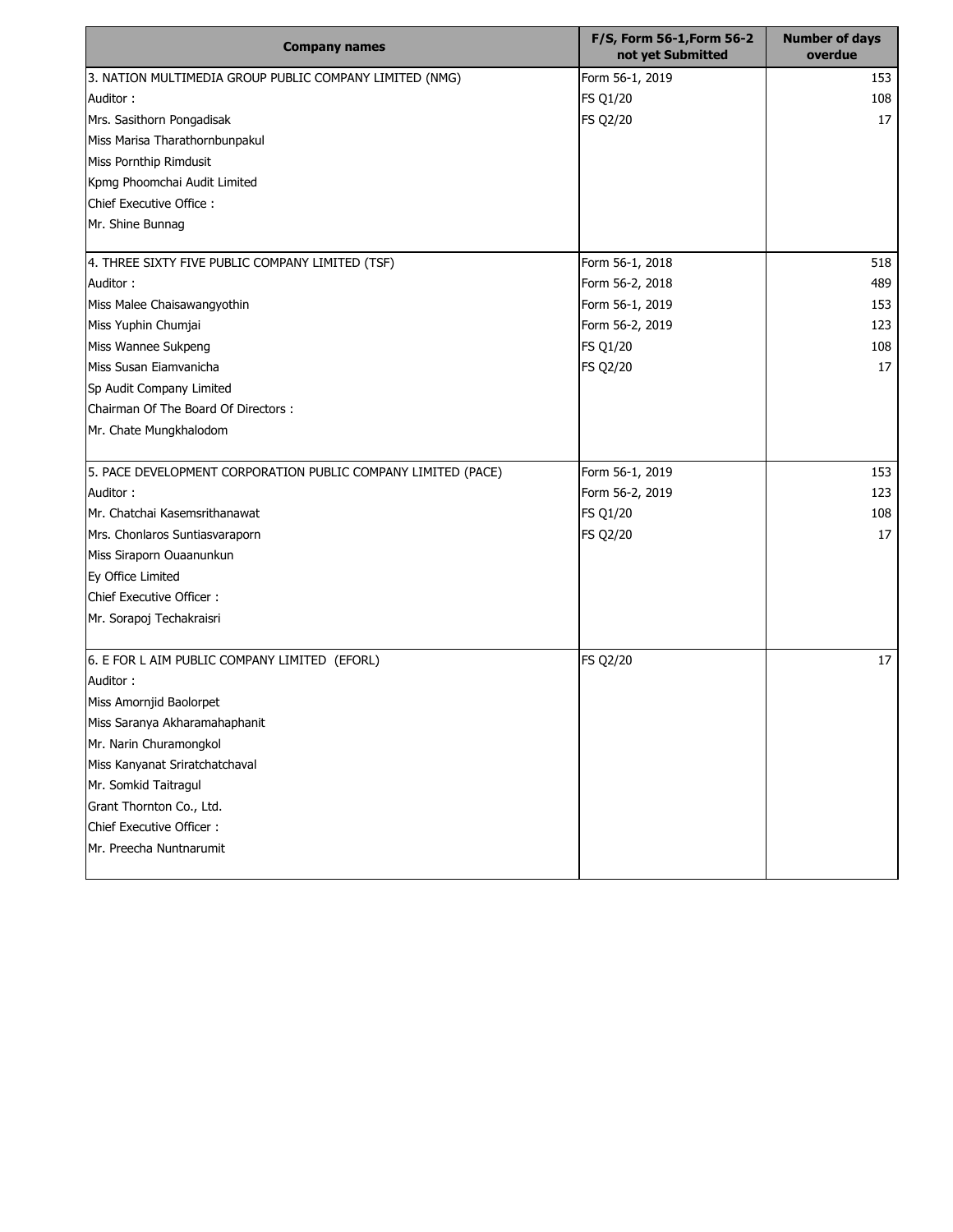| Company names | F/S, Form 56-1,Form 56-2 not yet Submitted | Number of days overdue |
|---|---|---|
| 3. NATION MULTIMEDIA GROUP PUBLIC COMPANY LIMITED (NMG) | Form 56-1, 2019 | 153 |
| Auditor : | FS Q1/20 | 108 |
| Mrs. Sasithorn Pongadisak | FS Q2/20 | 17 |
| Miss Marisa Tharathornbunpakul | | |
| Miss Pornthip Rimdusit | | |
| Kpmg Phoomchai Audit Limited | | |
| Chief Executive Office : | | |
| Mr. Shine Bunnag | | |
| 4. THREE SIXTY FIVE PUBLIC COMPANY LIMITED (TSF) | Form 56-1, 2018 | 518 |
| Auditor : | Form 56-2, 2018 | 489 |
| Miss Malee Chaisawangyothin | Form 56-1, 2019 | 153 |
| Miss Yuphin Chumjai | Form 56-2, 2019 | 123 |
| Miss Wannee Sukpeng | FS Q1/20 | 108 |
| Miss Susan Eiamvanicha | FS Q2/20 | 17 |
| Sp Audit Company Limited | | |
| Chairman Of The Board Of Directors : | | |
| Mr. Chate Mungkhalodom | | |
| 5. PACE DEVELOPMENT CORPORATION PUBLIC COMPANY LIMITED (PACE) | Form 56-1, 2019 | 153 |
| Auditor : | Form 56-2, 2019 | 123 |
| Mr. Chatchai Kasemsrithanawat | FS Q1/20 | 108 |
| Mrs. Chonlaros Suntiasvaraporn | FS Q2/20 | 17 |
| Miss Siraporn Ouaanunkun | | |
| Ey Office Limited | | |
| Chief Executive Officer : | | |
| Mr. Sorapoj Techakraisri | | |
| 6. E FOR L AIM PUBLIC COMPANY LIMITED (EFORL) | FS Q2/20 | 17 |
| Auditor : | | |
| Miss Amornjid Baolorpet | | |
| Miss Saranya Akharamahaphanit | | |
| Mr. Narin Churamongkol | | |
| Miss Kanyanat Sriratchatchaval | | |
| Mr. Somkid Taitragul | | |
| Grant Thornton Co., Ltd. | | |
| Chief Executive Officer : | | |
| Mr. Preecha Nuntnarumit | | |